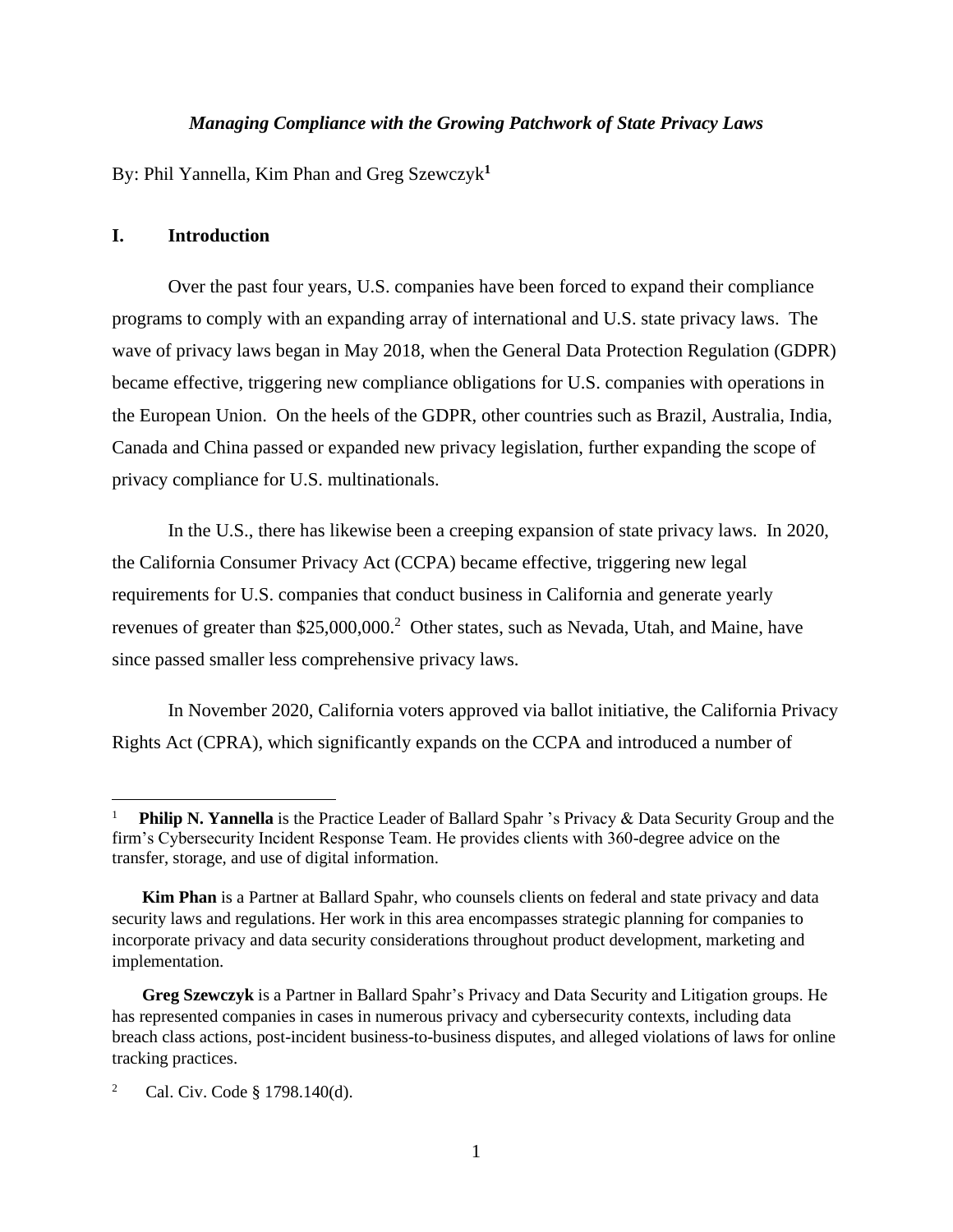*Managing Compliance with the Growing Patchwork of State Privacy Laws*

By: Phil Yannella, Kim Phan and Greg Szewczyk[1]

## I. Introduction

Over the past four years, U.S. companies have been forced to expand their compliance programs to comply with an expanding array of international and U.S. state privacy laws. The wave of privacy laws began in May 2018, when the General Data Protection Regulation (GDPR) became effective, triggering new compliance obligations for U.S. companies with operations in the European Union. On the heels of the GDPR, other countries such as Brazil, Australia, India, Canada and China passed or expanded new privacy legislation, further expanding the scope of privacy compliance for U.S. multinationals.

In the U.S., there has likewise been a creeping expansion of state privacy laws. In 2020, the California Consumer Privacy Act (CCPA) became effective, triggering new legal requirements for U.S. companies that conduct business in California and generate yearly revenues of greater than $25,000,000.[2] Other states, such as Nevada, Utah, and Maine, have since passed smaller less comprehensive privacy laws.

In November 2020, California voters approved via ballot initiative, the California Privacy Rights Act (CPRA), which significantly expands on the CCPA and introduced a number of

---

[1] **Philip N. Yannella** is the Practice Leader of Ballard Spahr 's Privacy & Data Security Group and the firm's Cybersecurity Incident Response Team. He provides clients with 360-degree advice on the transfer, storage, and use of digital information.

**Kim Phan** is a Partner at Ballard Spahr, who counsels clients on federal and state privacy and data security laws and regulations. Her work in this area encompasses strategic planning for companies to incorporate privacy and data security considerations throughout product development, marketing and implementation.

**Greg Szewczyk** is a Partner in Ballard Spahr's Privacy and Data Security and Litigation groups. He has represented companies in cases in numerous privacy and cybersecurity contexts, including data breach class actions, post-incident business-to-business disputes, and alleged violations of laws for online tracking practices.

[2] Cal. Civ. Code § 1798.140(d).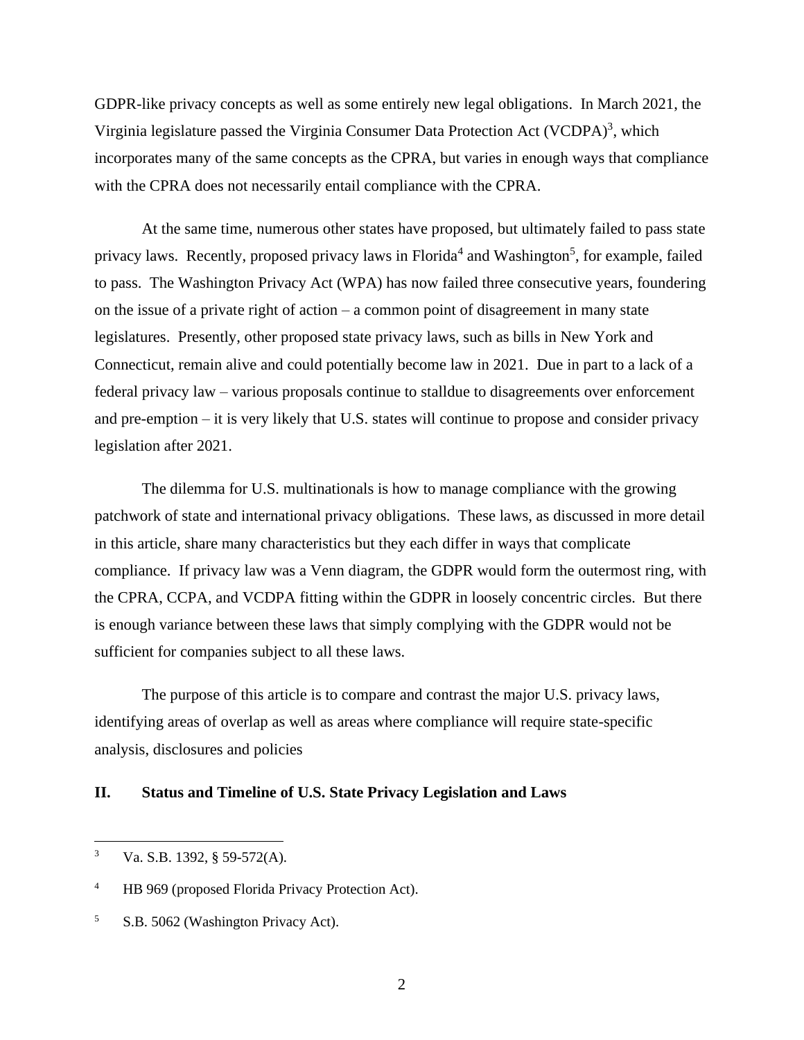GDPR-like privacy concepts as well as some entirely new legal obligations. In March 2021, the Virginia legislature passed the Virginia Consumer Data Protection Act (VCDPA)[3], which incorporates many of the same concepts as the CPRA, but varies in enough ways that compliance with the CPRA does not necessarily entail compliance with the CPRA.

At the same time, numerous other states have proposed, but ultimately failed to pass state privacy laws. Recently, proposed privacy laws in Florida[4] and Washington[5], for example, failed to pass. The Washington Privacy Act (WPA) has now failed three consecutive years, foundering on the issue of a private right of action – a common point of disagreement in many state legislatures. Presently, other proposed state privacy laws, such as bills in New York and Connecticut, remain alive and could potentially become law in 2021. Due in part to a lack of a federal privacy law – various proposals continue to stalldue to disagreements over enforcement and pre-emption – it is very likely that U.S. states will continue to propose and consider privacy legislation after 2021.

The dilemma for U.S. multinationals is how to manage compliance with the growing patchwork of state and international privacy obligations. These laws, as discussed in more detail in this article, share many characteristics but they each differ in ways that complicate compliance. If privacy law was a Venn diagram, the GDPR would form the outermost ring, with the CPRA, CCPA, and VCDPA fitting within the GDPR in loosely concentric circles. But there is enough variance between these laws that simply complying with the GDPR would not be sufficient for companies subject to all these laws.

The purpose of this article is to compare and contrast the major U.S. privacy laws, identifying areas of overlap as well as areas where compliance will require state-specific analysis, disclosures and policies

## II. Status and Timeline of U.S. State Privacy Legislation and Laws

---

[3] Va. S.B. 1392, § 59-572(A).

[4] HB 969 (proposed Florida Privacy Protection Act).

[5] S.B. 5062 (Washington Privacy Act).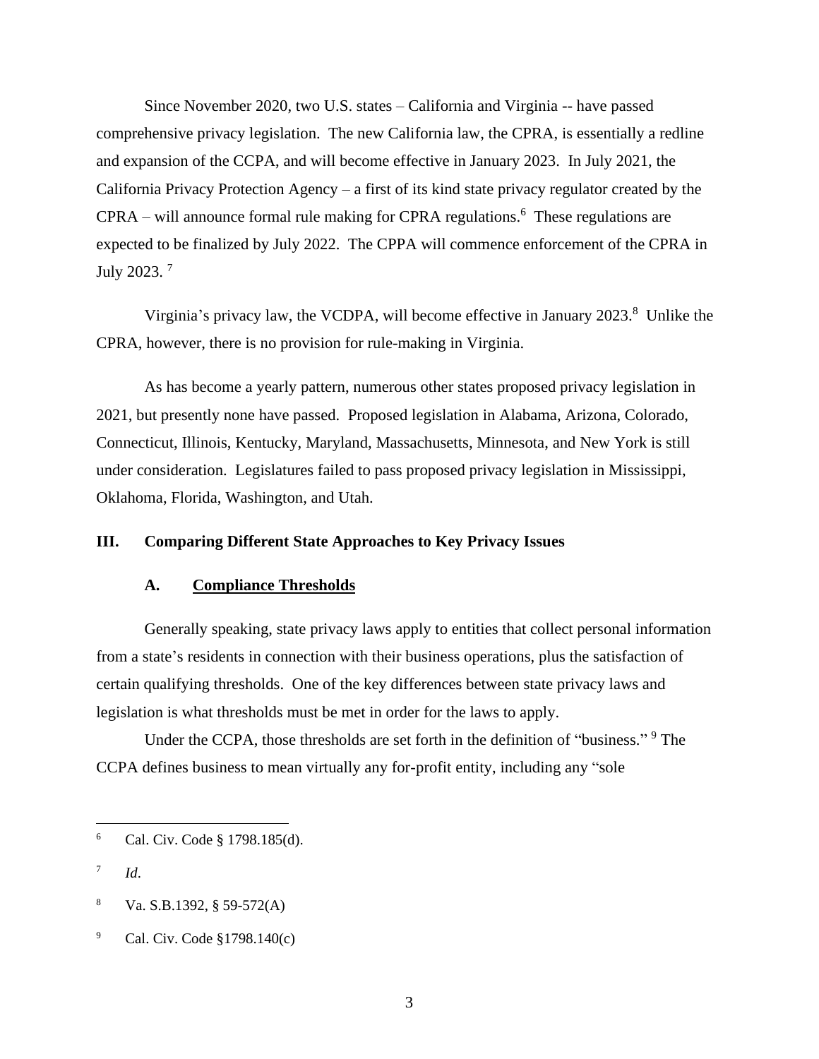Since November 2020, two U.S. states – California and Virginia -- have passed comprehensive privacy legislation. The new California law, the CPRA, is essentially a redline and expansion of the CCPA, and will become effective in January 2023. In July 2021, the California Privacy Protection Agency – a first of its kind state privacy regulator created by the CPRA – will announce formal rule making for CPRA regulations.[6] These regulations are expected to be finalized by July 2022. The CPPA will commence enforcement of the CPRA in July 2023. [7]

Virginia's privacy law, the VCDPA, will become effective in January 2023.[8] Unlike the CPRA, however, there is no provision for rule-making in Virginia.

As has become a yearly pattern, numerous other states proposed privacy legislation in 2021, but presently none have passed. Proposed legislation in Alabama, Arizona, Colorado, Connecticut, Illinois, Kentucky, Maryland, Massachusetts, Minnesota, and New York is still under consideration. Legislatures failed to pass proposed privacy legislation in Mississippi, Oklahoma, Florida, Washington, and Utah.

## III. Comparing Different State Approaches to Key Privacy Issues

### A. Compliance Thresholds

Generally speaking, state privacy laws apply to entities that collect personal information from a state's residents in connection with their business operations, plus the satisfaction of certain qualifying thresholds. One of the key differences between state privacy laws and legislation is what thresholds must be met in order for the laws to apply.

Under the CCPA, those thresholds are set forth in the definition of "business." [9] The CCPA defines business to mean virtually any for-profit entity, including any "sole

---

[6] Cal. Civ. Code § 1798.185(d).

[7] *Id*.

[8] Va. S.B.1392, § 59-572(A)

[9] Cal. Civ. Code §1798.140(c)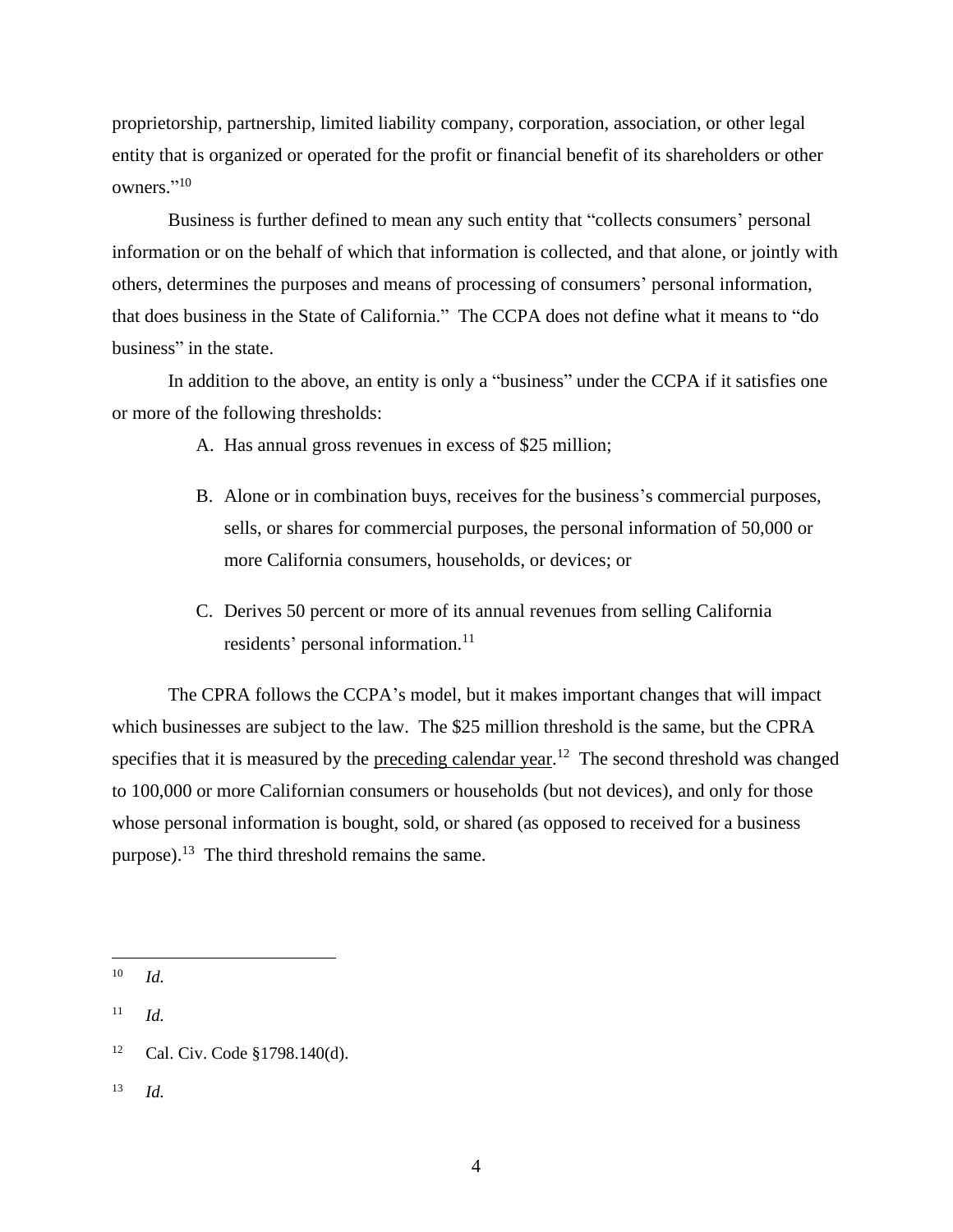proprietorship, partnership, limited liability company, corporation, association, or other legal entity that is organized or operated for the profit or financial benefit of its shareholders or other owners."[10]

Business is further defined to mean any such entity that "collects consumers' personal information or on the behalf of which that information is collected, and that alone, or jointly with others, determines the purposes and means of processing of consumers' personal information, that does business in the State of California." The CCPA does not define what it means to "do business" in the state.

In addition to the above, an entity is only a "business" under the CCPA if it satisfies one or more of the following thresholds:

A. Has annual gross revenues in excess of $25 million;

B. Alone or in combination buys, receives for the business's commercial purposes, sells, or shares for commercial purposes, the personal information of 50,000 or more California consumers, households, or devices; or

C. Derives 50 percent or more of its annual revenues from selling California residents' personal information.[11]

The CPRA follows the CCPA's model, but it makes important changes that will impact which businesses are subject to the law. The $25 million threshold is the same, but the CPRA specifies that it is measured by the <u>preceding calendar year</u>.[12] The second threshold was changed to 100,000 or more Californian consumers or households (but not devices), and only for those whose personal information is bought, sold, or shared (as opposed to received for a business purpose).[13] The third threshold remains the same.

---

[10] *Id.*

[11] *Id.*

[12] Cal. Civ. Code §1798.140(d).

[13] *Id.*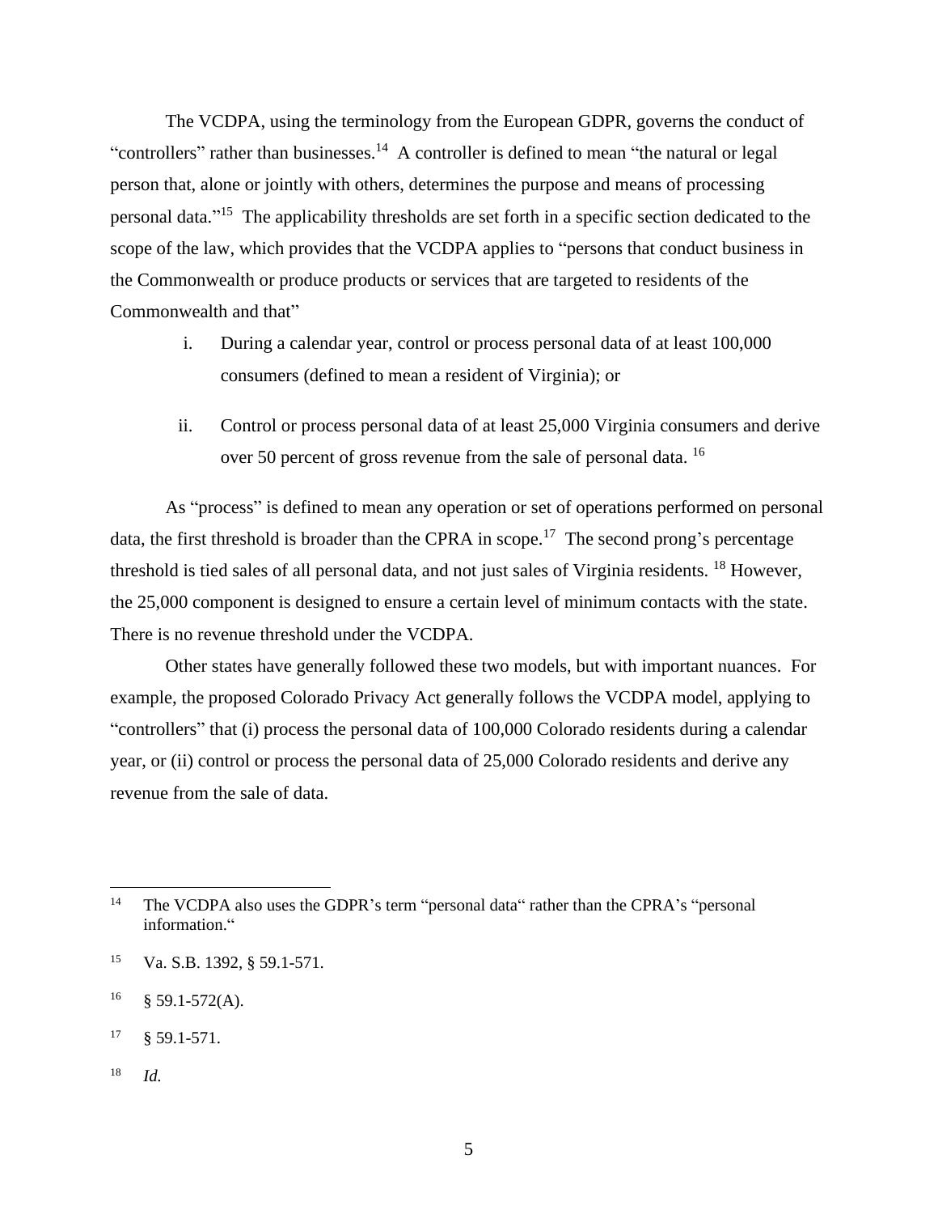The VCDPA, using the terminology from the European GDPR, governs the conduct of "controllers" rather than businesses.[14] A controller is defined to mean "the natural or legal person that, alone or jointly with others, determines the purpose and means of processing personal data."[15] The applicability thresholds are set forth in a specific section dedicated to the scope of the law, which provides that the VCDPA applies to "persons that conduct business in the Commonwealth or produce products or services that are targeted to residents of the Commonwealth and that"

i. During a calendar year, control or process personal data of at least 100,000 consumers (defined to mean a resident of Virginia); or

ii. Control or process personal data of at least 25,000 Virginia consumers and derive over 50 percent of gross revenue from the sale of personal data. [16]

As "process" is defined to mean any operation or set of operations performed on personal data, the first threshold is broader than the CPRA in scope.[17] The second prong's percentage threshold is tied sales of all personal data, and not just sales of Virginia residents. [18] However, the 25,000 component is designed to ensure a certain level of minimum contacts with the state. There is no revenue threshold under the VCDPA.

Other states have generally followed these two models, but with important nuances. For example, the proposed Colorado Privacy Act generally follows the VCDPA model, applying to "controllers" that (i) process the personal data of 100,000 Colorado residents during a calendar year, or (ii) control or process the personal data of 25,000 Colorado residents and derive any revenue from the sale of data.

---

[14] The VCDPA also uses the GDPR's term "personal data" rather than the CPRA's "personal information."

[15] Va. S.B. 1392, § 59.1-571.

[16] § 59.1-572(A).

[17] § 59.1-571.

[18] *Id.*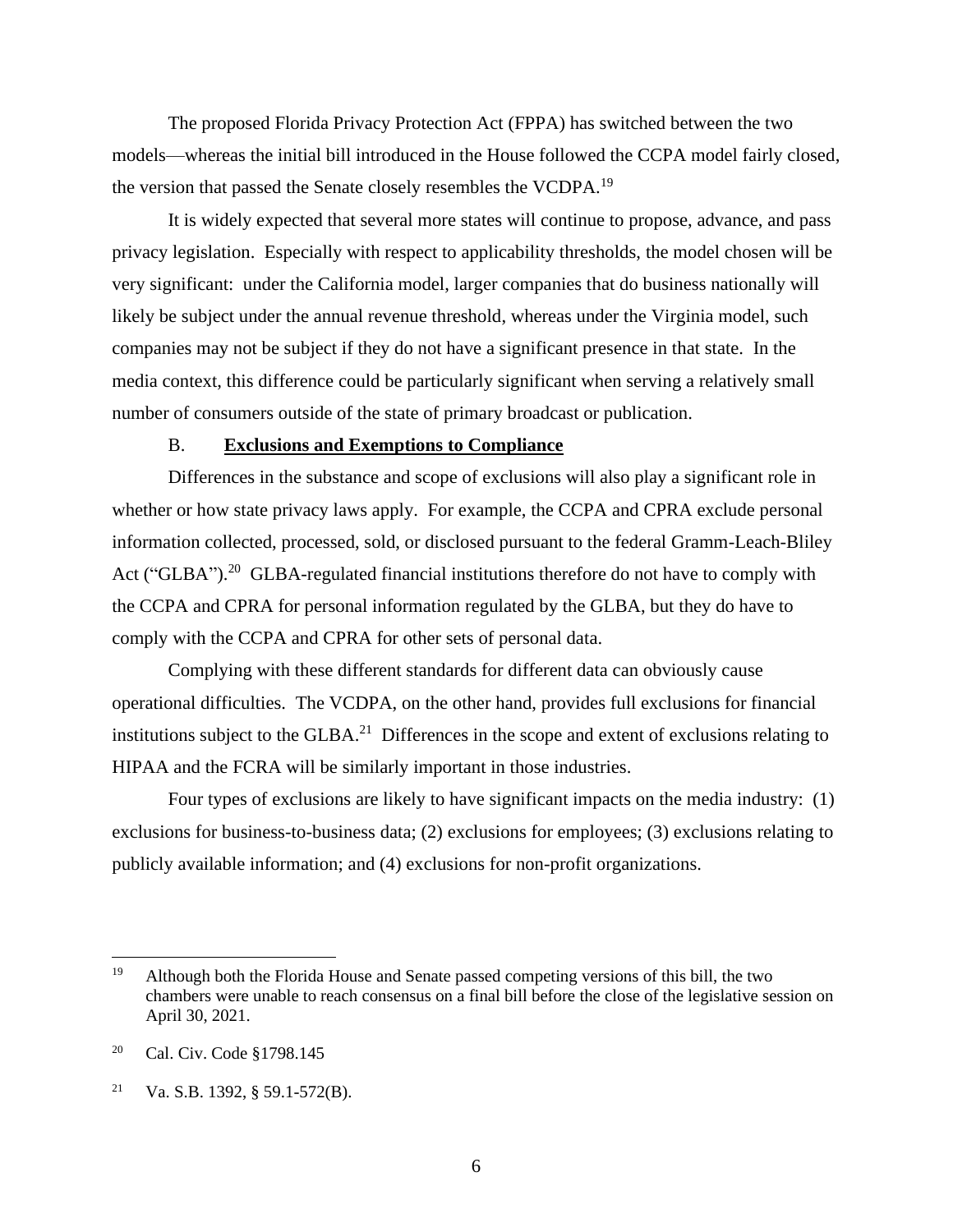The proposed Florida Privacy Protection Act (FPPA) has switched between the two models—whereas the initial bill introduced in the House followed the CCPA model fairly closed, the version that passed the Senate closely resembles the VCDPA.[19]

It is widely expected that several more states will continue to propose, advance, and pass privacy legislation. Especially with respect to applicability thresholds, the model chosen will be very significant: under the California model, larger companies that do business nationally will likely be subject under the annual revenue threshold, whereas under the Virginia model, such companies may not be subject if they do not have a significant presence in that state. In the media context, this difference could be particularly significant when serving a relatively small number of consumers outside of the state of primary broadcast or publication.

### B. **Exclusions and Exemptions to Compliance**

Differences in the substance and scope of exclusions will also play a significant role in whether or how state privacy laws apply. For example, the CCPA and CPRA exclude personal information collected, processed, sold, or disclosed pursuant to the federal Gramm-Leach-Bliley Act ("GLBA").[20] GLBA-regulated financial institutions therefore do not have to comply with the CCPA and CPRA for personal information regulated by the GLBA, but they do have to comply with the CCPA and CPRA for other sets of personal data.

Complying with these different standards for different data can obviously cause operational difficulties. The VCDPA, on the other hand, provides full exclusions for financial institutions subject to the GLBA.[21] Differences in the scope and extent of exclusions relating to HIPAA and the FCRA will be similarly important in those industries.

Four types of exclusions are likely to have significant impacts on the media industry: (1) exclusions for business-to-business data; (2) exclusions for employees; (3) exclusions relating to publicly available information; and (4) exclusions for non-profit organizations.

---

[19] Although both the Florida House and Senate passed competing versions of this bill, the two chambers were unable to reach consensus on a final bill before the close of the legislative session on April 30, 2021.

[20] Cal. Civ. Code §1798.145

[21] Va. S.B. 1392, § 59.1-572(B).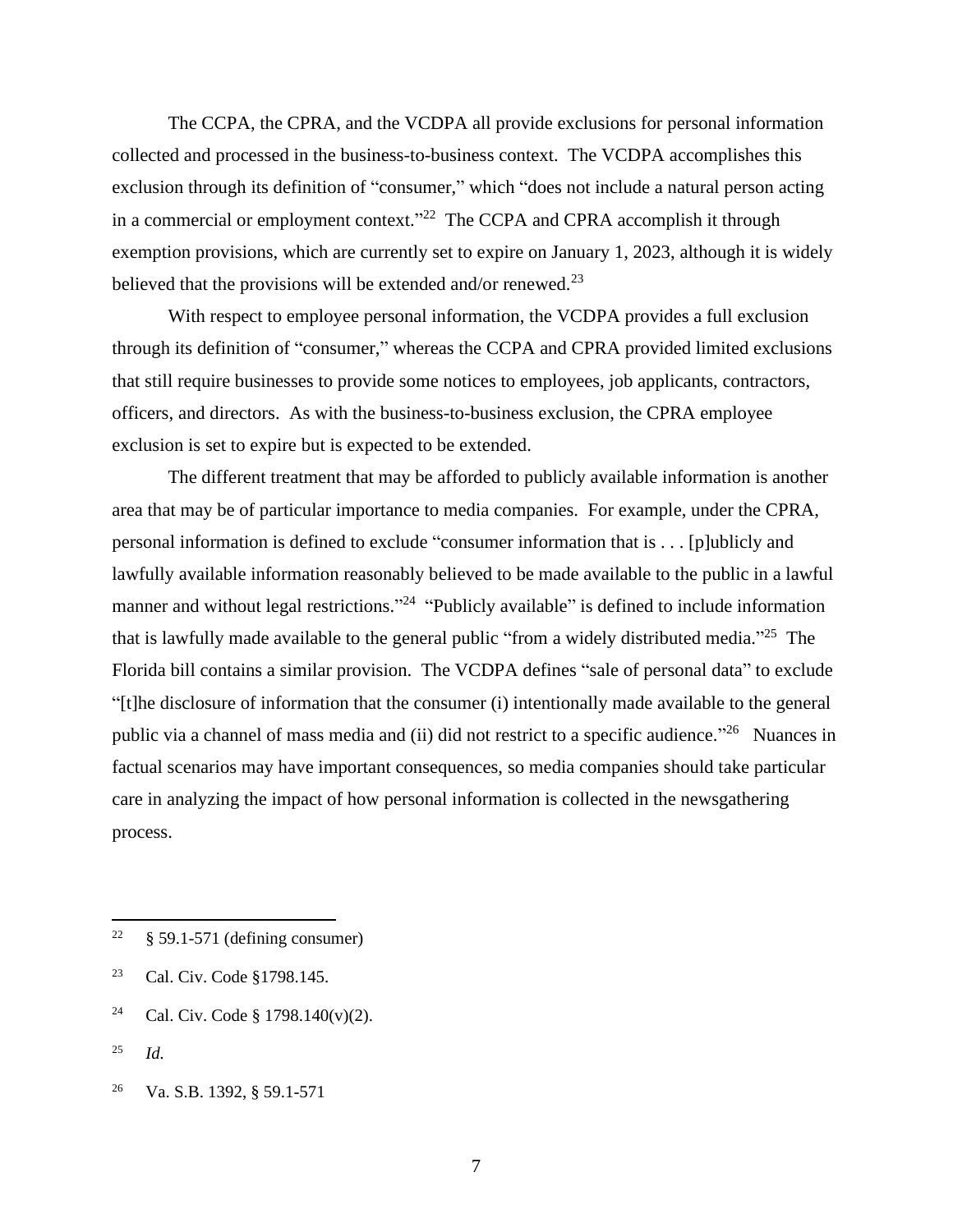The CCPA, the CPRA, and the VCDPA all provide exclusions for personal information collected and processed in the business-to-business context. The VCDPA accomplishes this exclusion through its definition of "consumer," which "does not include a natural person acting in a commercial or employment context."[22] The CCPA and CPRA accomplish it through exemption provisions, which are currently set to expire on January 1, 2023, although it is widely believed that the provisions will be extended and/or renewed.[23]

With respect to employee personal information, the VCDPA provides a full exclusion through its definition of "consumer," whereas the CCPA and CPRA provided limited exclusions that still require businesses to provide some notices to employees, job applicants, contractors, officers, and directors. As with the business-to-business exclusion, the CPRA employee exclusion is set to expire but is expected to be extended.

The different treatment that may be afforded to publicly available information is another area that may be of particular importance to media companies. For example, under the CPRA, personal information is defined to exclude "consumer information that is . . . [p]ublicly and lawfully available information reasonably believed to be made available to the public in a lawful manner and without legal restrictions."[24] "Publicly available" is defined to include information that is lawfully made available to the general public "from a widely distributed media."[25] The Florida bill contains a similar provision. The VCDPA defines "sale of personal data" to exclude "[t]he disclosure of information that the consumer (i) intentionally made available to the general public via a channel of mass media and (ii) did not restrict to a specific audience."[26] Nuances in factual scenarios may have important consequences, so media companies should take particular care in analyzing the impact of how personal information is collected in the newsgathering process.

---

[22] § 59.1-571 (defining consumer)

[23] Cal. Civ. Code §1798.145.

[24] Cal. Civ. Code § 1798.140(v)(2).

[25] *Id.*

[26] Va. S.B. 1392, § 59.1-571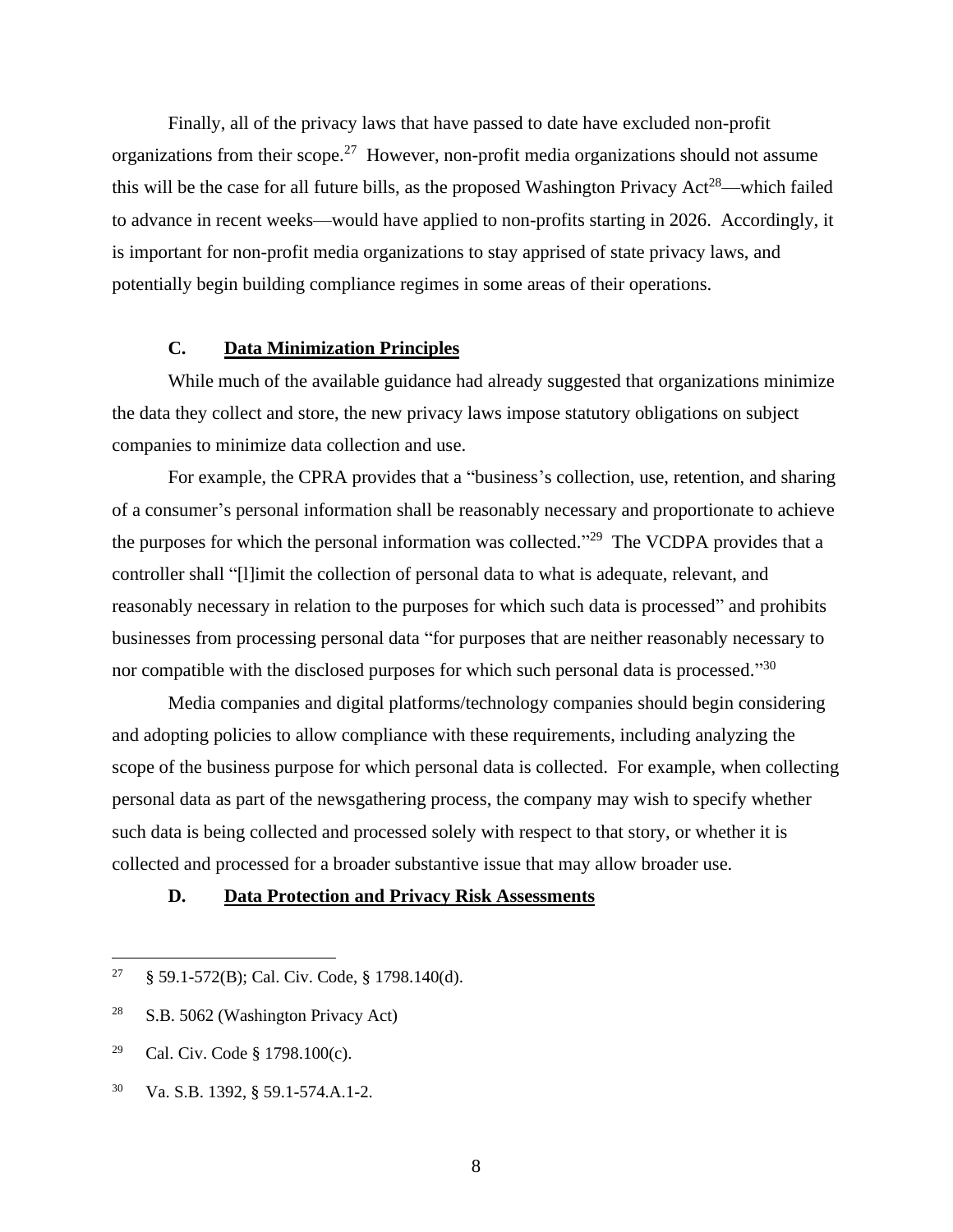Finally, all of the privacy laws that have passed to date have excluded non-profit organizations from their scope.[27] However, non-profit media organizations should not assume this will be the case for all future bills, as the proposed Washington Privacy Act[28]—which failed to advance in recent weeks—would have applied to non-profits starting in 2026. Accordingly, it is important for non-profit media organizations to stay apprised of state privacy laws, and potentially begin building compliance regimes in some areas of their operations.

### C. Data Minimization Principles

While much of the available guidance had already suggested that organizations minimize the data they collect and store, the new privacy laws impose statutory obligations on subject companies to minimize data collection and use.

For example, the CPRA provides that a "business's collection, use, retention, and sharing of a consumer's personal information shall be reasonably necessary and proportionate to achieve the purposes for which the personal information was collected."[29] The VCDPA provides that a controller shall "[l]imit the collection of personal data to what is adequate, relevant, and reasonably necessary in relation to the purposes for which such data is processed" and prohibits businesses from processing personal data "for purposes that are neither reasonably necessary to nor compatible with the disclosed purposes for which such personal data is processed."[30]

Media companies and digital platforms/technology companies should begin considering and adopting policies to allow compliance with these requirements, including analyzing the scope of the business purpose for which personal data is collected. For example, when collecting personal data as part of the newsgathering process, the company may wish to specify whether such data is being collected and processed solely with respect to that story, or whether it is collected and processed for a broader substantive issue that may allow broader use.

### D. Data Protection and Privacy Risk Assessments

---

[27] § 59.1-572(B); Cal. Civ. Code, § 1798.140(d).

[28] S.B. 5062 (Washington Privacy Act)

[29] Cal. Civ. Code § 1798.100(c).

[30] Va. S.B. 1392, § 59.1-574.A.1-2.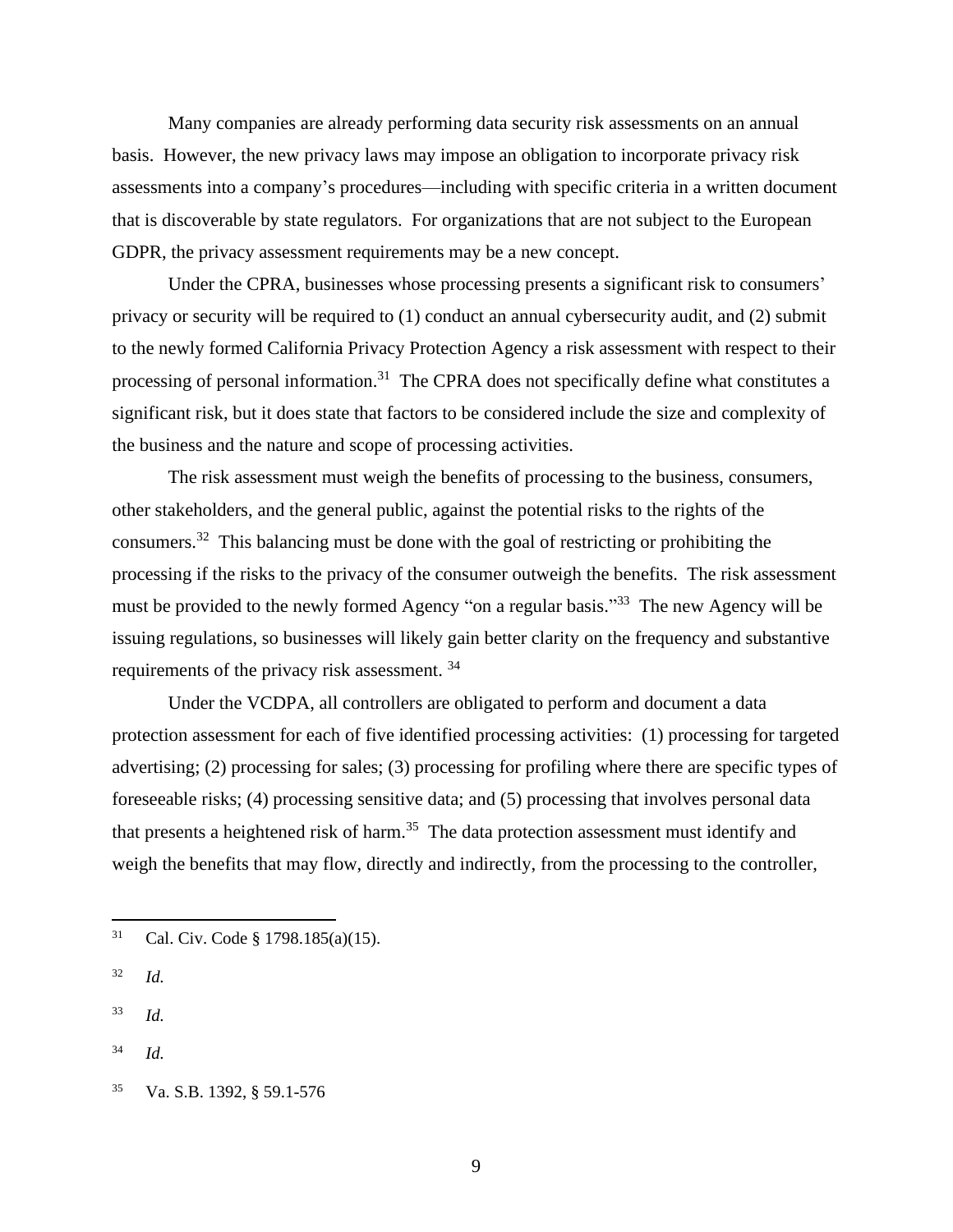Many companies are already performing data security risk assessments on an annual basis. However, the new privacy laws may impose an obligation to incorporate privacy risk assessments into a company's procedures—including with specific criteria in a written document that is discoverable by state regulators. For organizations that are not subject to the European GDPR, the privacy assessment requirements may be a new concept.

Under the CPRA, businesses whose processing presents a significant risk to consumers' privacy or security will be required to (1) conduct an annual cybersecurity audit, and (2) submit to the newly formed California Privacy Protection Agency a risk assessment with respect to their processing of personal information.[31] The CPRA does not specifically define what constitutes a significant risk, but it does state that factors to be considered include the size and complexity of the business and the nature and scope of processing activities.

The risk assessment must weigh the benefits of processing to the business, consumers, other stakeholders, and the general public, against the potential risks to the rights of the consumers.[32] This balancing must be done with the goal of restricting or prohibiting the processing if the risks to the privacy of the consumer outweigh the benefits. The risk assessment must be provided to the newly formed Agency "on a regular basis."[33] The new Agency will be issuing regulations, so businesses will likely gain better clarity on the frequency and substantive requirements of the privacy risk assessment.[34]

Under the VCDPA, all controllers are obligated to perform and document a data protection assessment for each of five identified processing activities: (1) processing for targeted advertising; (2) processing for sales; (3) processing for profiling where there are specific types of foreseeable risks; (4) processing sensitive data; and (5) processing that involves personal data that presents a heightened risk of harm.[35] The data protection assessment must identify and weigh the benefits that may flow, directly and indirectly, from the processing to the controller,

---

[31] Cal. Civ. Code § 1798.185(a)(15).

[32] *Id.*

[33] *Id.*

[34] *Id.*

[35] Va. S.B. 1392, § 59.1-576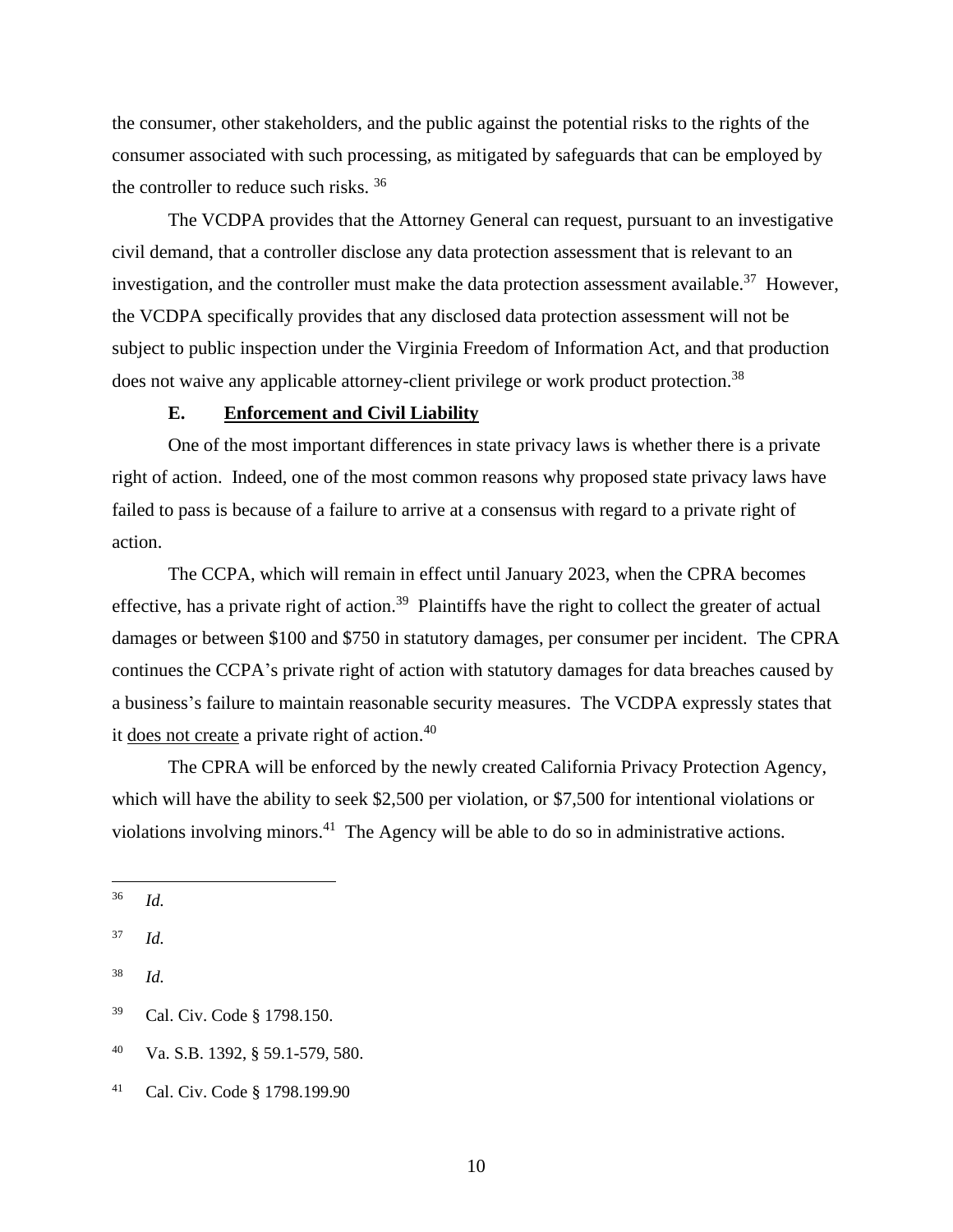the consumer, other stakeholders, and the public against the potential risks to the rights of the consumer associated with such processing, as mitigated by safeguards that can be employed by the controller to reduce such risks. [36]

The VCDPA provides that the Attorney General can request, pursuant to an investigative civil demand, that a controller disclose any data protection assessment that is relevant to an investigation, and the controller must make the data protection assessment available.[37] However, the VCDPA specifically provides that any disclosed data protection assessment will not be subject to public inspection under the Virginia Freedom of Information Act, and that production does not waive any applicable attorney-client privilege or work product protection.[38]

### E. Enforcement and Civil Liability

One of the most important differences in state privacy laws is whether there is a private right of action. Indeed, one of the most common reasons why proposed state privacy laws have failed to pass is because of a failure to arrive at a consensus with regard to a private right of action.

The CCPA, which will remain in effect until January 2023, when the CPRA becomes effective, has a private right of action.[39] Plaintiffs have the right to collect the greater of actual damages or between $100 and $750 in statutory damages, per consumer per incident. The CPRA continues the CCPA's private right of action with statutory damages for data breaches caused by a business's failure to maintain reasonable security measures. The VCDPA expressly states that it <u>does not create</u> a private right of action.[40]

The CPRA will be enforced by the newly created California Privacy Protection Agency, which will have the ability to seek $2,500 per violation, or $7,500 for intentional violations or violations involving minors.[41] The Agency will be able to do so in administrative actions.

---

[36] *Id.*

[37] *Id.*

[38] *Id.*

[39] Cal. Civ. Code § 1798.150.

[40] Va. S.B. 1392, § 59.1-579, 580.

[41] Cal. Civ. Code § 1798.199.90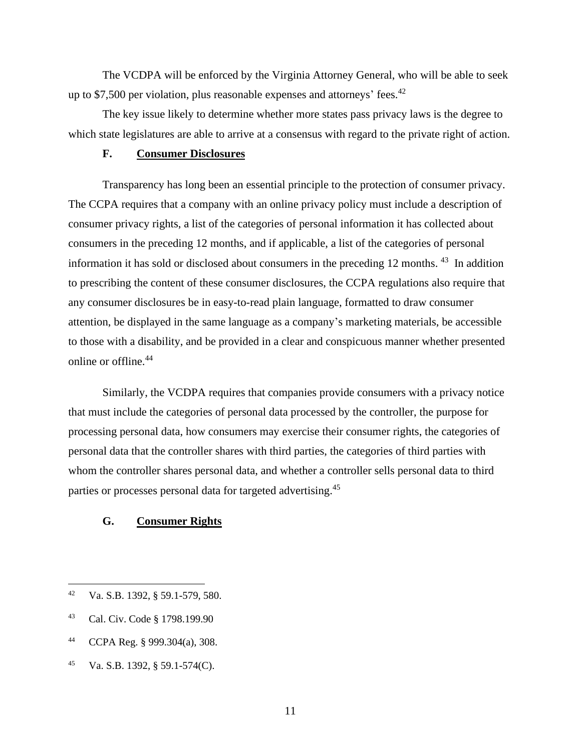The VCDPA will be enforced by the Virginia Attorney General, who will be able to seek up to $7,500 per violation, plus reasonable expenses and attorneys' fees.[42]

The key issue likely to determine whether more states pass privacy laws is the degree to which state legislatures are able to arrive at a consensus with regard to the private right of action.

### F. Consumer Disclosures

Transparency has long been an essential principle to the protection of consumer privacy. The CCPA requires that a company with an online privacy policy must include a description of consumer privacy rights, a list of the categories of personal information it has collected about consumers in the preceding 12 months, and if applicable, a list of the categories of personal information it has sold or disclosed about consumers in the preceding 12 months.[43] In addition to prescribing the content of these consumer disclosures, the CCPA regulations also require that any consumer disclosures be in easy-to-read plain language, formatted to draw consumer attention, be displayed in the same language as a company's marketing materials, be accessible to those with a disability, and be provided in a clear and conspicuous manner whether presented online or offline.[44]

Similarly, the VCDPA requires that companies provide consumers with a privacy notice that must include the categories of personal data processed by the controller, the purpose for processing personal data, how consumers may exercise their consumer rights, the categories of personal data that the controller shares with third parties, the categories of third parties with whom the controller shares personal data, and whether a controller sells personal data to third parties or processes personal data for targeted advertising.[45]

### G. Consumer Rights

---

[42] Va. S.B. 1392, § 59.1-579, 580.

[43] Cal. Civ. Code § 1798.199.90

[44] CCPA Reg. § 999.304(a), 308.

[45] Va. S.B. 1392, § 59.1-574(C).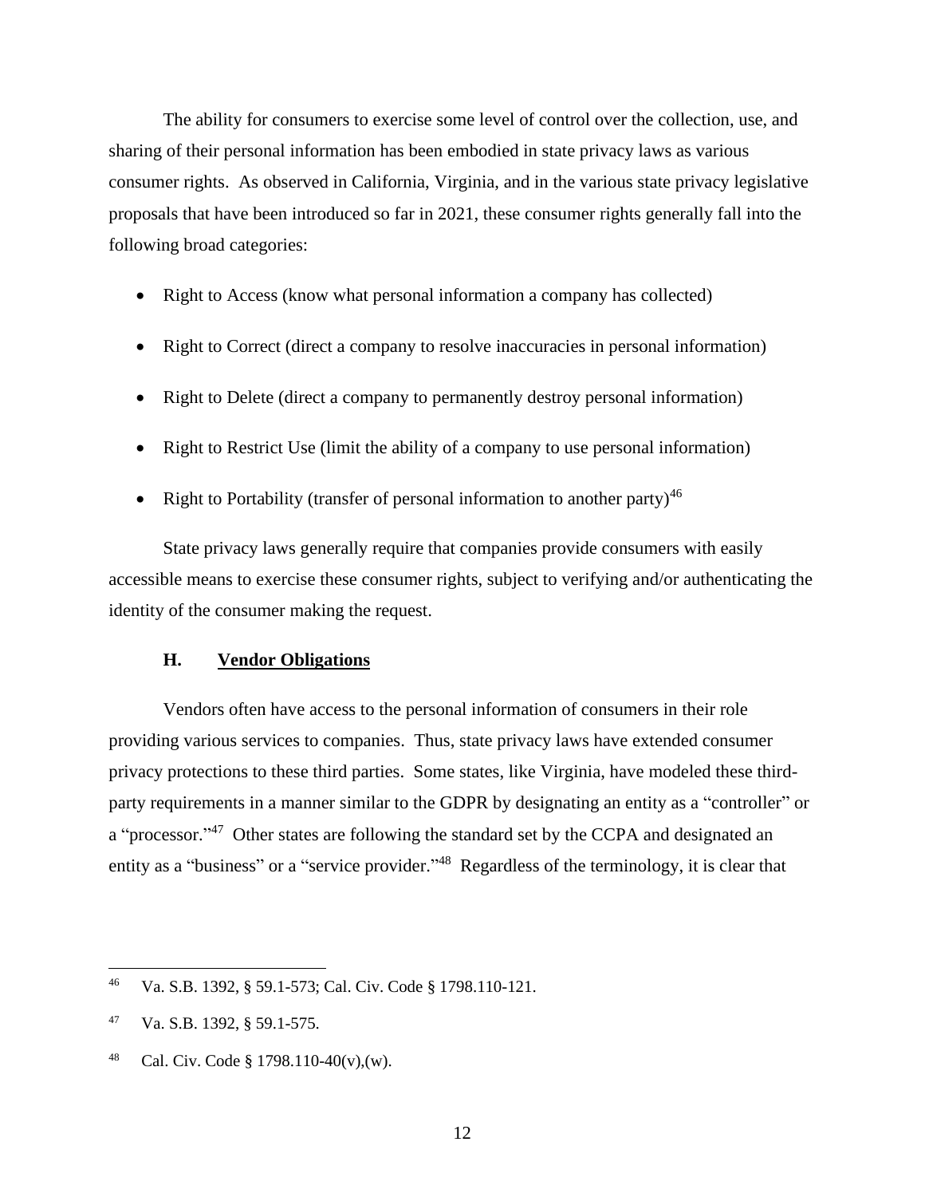The ability for consumers to exercise some level of control over the collection, use, and sharing of their personal information has been embodied in state privacy laws as various consumer rights. As observed in California, Virginia, and in the various state privacy legislative proposals that have been introduced so far in 2021, these consumer rights generally fall into the following broad categories:

- Right to Access (know what personal information a company has collected)
- Right to Correct (direct a company to resolve inaccuracies in personal information)
- Right to Delete (direct a company to permanently destroy personal information)
- Right to Restrict Use (limit the ability of a company to use personal information)
- Right to Portability (transfer of personal information to another party)[46]

State privacy laws generally require that companies provide consumers with easily accessible means to exercise these consumer rights, subject to verifying and/or authenticating the identity of the consumer making the request.

### H. Vendor Obligations

Vendors often have access to the personal information of consumers in their role providing various services to companies. Thus, state privacy laws have extended consumer privacy protections to these third parties. Some states, like Virginia, have modeled these third-party requirements in a manner similar to the GDPR by designating an entity as a "controller" or a "processor."[47] Other states are following the standard set by the CCPA and designated an entity as a "business" or a "service provider."[48] Regardless of the terminology, it is clear that

---

[46] Va. S.B. 1392, § 59.1-573; Cal. Civ. Code § 1798.110-121.

[47] Va. S.B. 1392, § 59.1-575.

[48] Cal. Civ. Code § 1798.110-40(v),(w).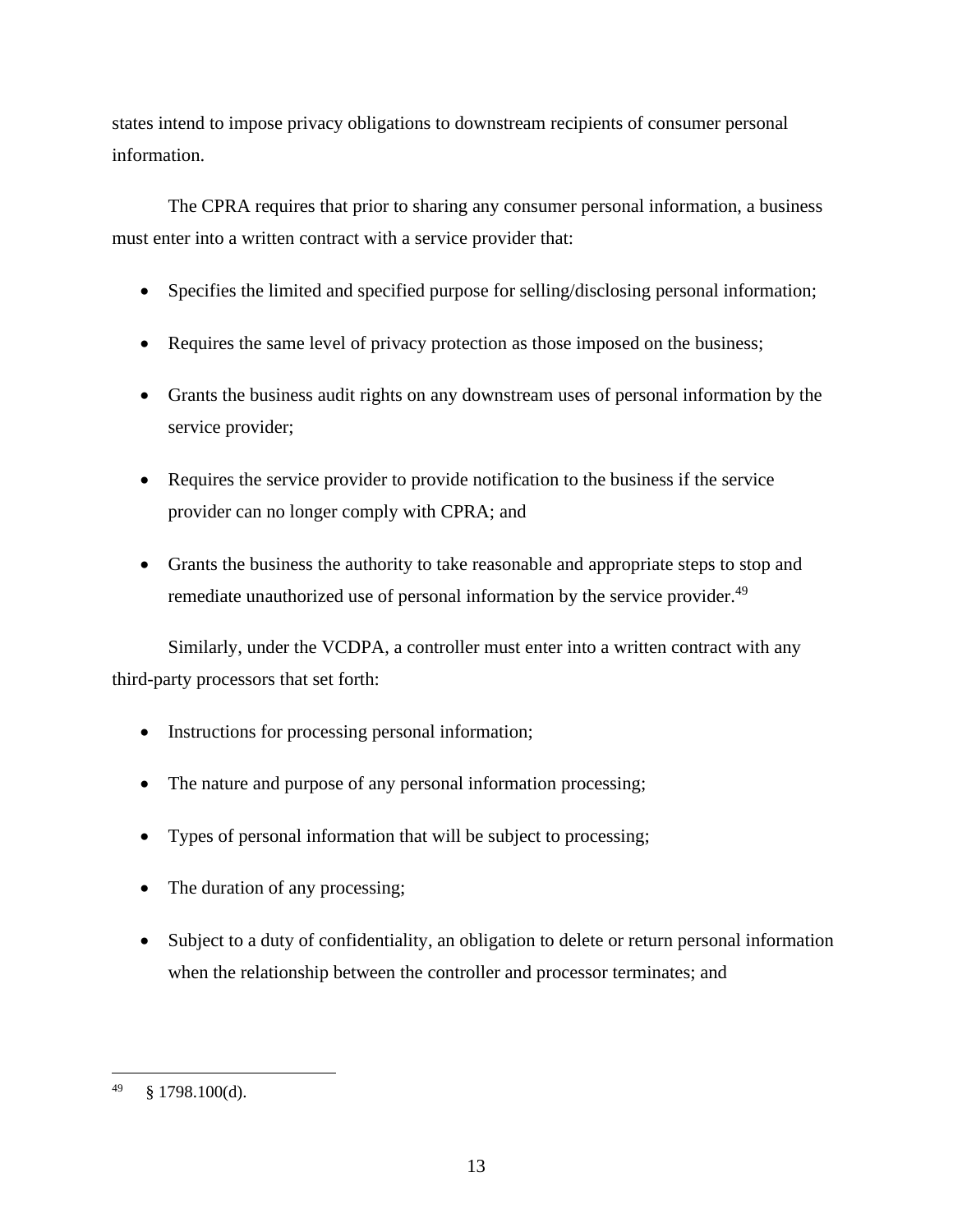states intend to impose privacy obligations to downstream recipients of consumer personal information.

The CPRA requires that prior to sharing any consumer personal information, a business must enter into a written contract with a service provider that:

- Specifies the limited and specified purpose for selling/disclosing personal information;
- Requires the same level of privacy protection as those imposed on the business;
- Grants the business audit rights on any downstream uses of personal information by the service provider;
- Requires the service provider to provide notification to the business if the service provider can no longer comply with CPRA; and
- Grants the business the authority to take reasonable and appropriate steps to stop and remediate unauthorized use of personal information by the service provider.[49]

Similarly, under the VCDPA, a controller must enter into a written contract with any third-party processors that set forth:

- Instructions for processing personal information;
- The nature and purpose of any personal information processing;
- Types of personal information that will be subject to processing;
- The duration of any processing;
- Subject to a duty of confidentiality, an obligation to delete or return personal information when the relationship between the controller and processor terminates; and

---

[49] § 1798.100(d).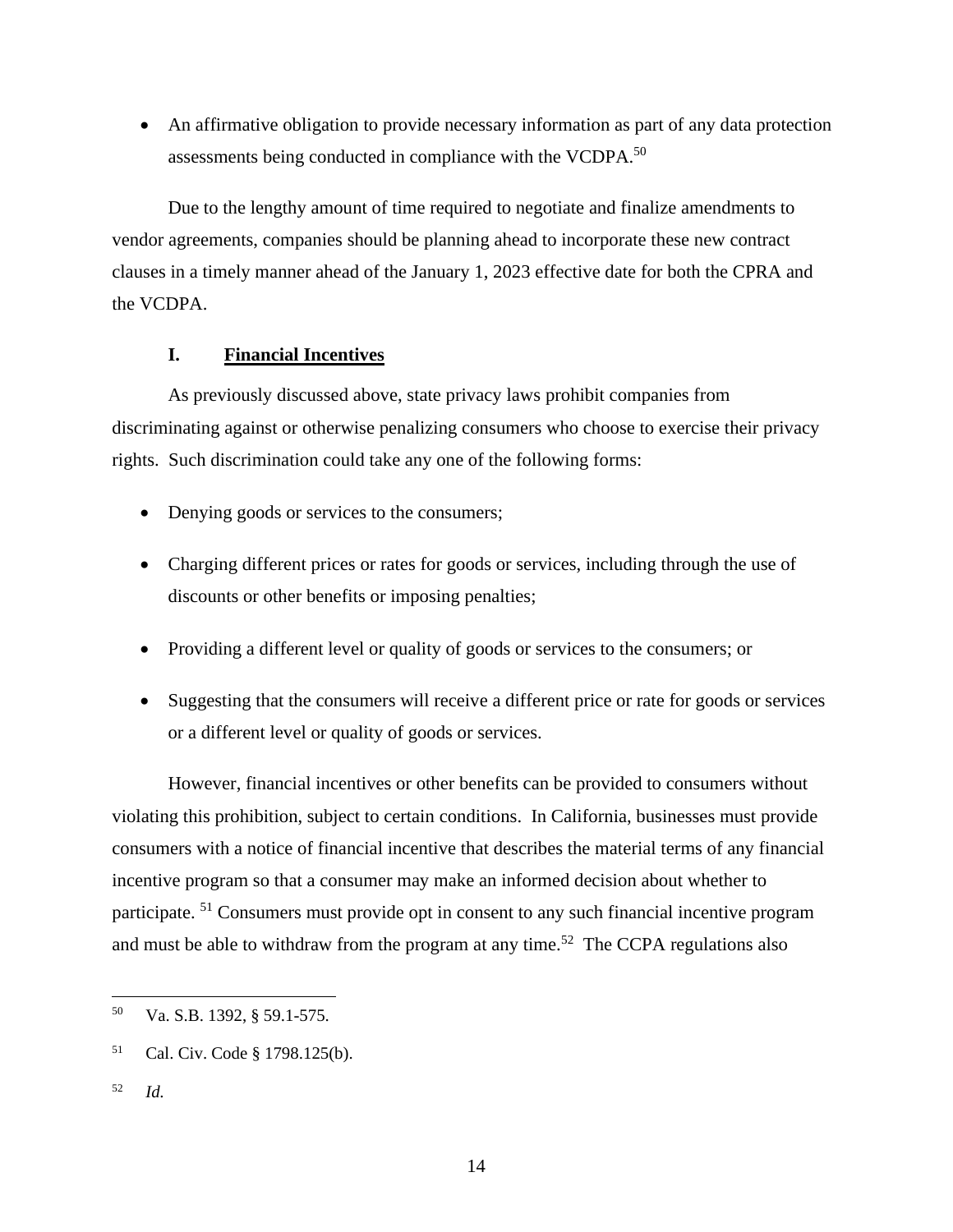- An affirmative obligation to provide necessary information as part of any data protection assessments being conducted in compliance with the VCDPA.[50]

Due to the lengthy amount of time required to negotiate and finalize amendments to vendor agreements, companies should be planning ahead to incorporate these new contract clauses in a timely manner ahead of the January 1, 2023 effective date for both the CPRA and the VCDPA.

### I. Financial Incentives

As previously discussed above, state privacy laws prohibit companies from discriminating against or otherwise penalizing consumers who choose to exercise their privacy rights. Such discrimination could take any one of the following forms:

- Denying goods or services to the consumers;
- Charging different prices or rates for goods or services, including through the use of discounts or other benefits or imposing penalties;
- Providing a different level or quality of goods or services to the consumers; or
- Suggesting that the consumers will receive a different price or rate for goods or services or a different level or quality of goods or services.

However, financial incentives or other benefits can be provided to consumers without violating this prohibition, subject to certain conditions. In California, businesses must provide consumers with a notice of financial incentive that describes the material terms of any financial incentive program so that a consumer may make an informed decision about whether to participate.[51] Consumers must provide opt in consent to any such financial incentive program and must be able to withdraw from the program at any time.[52] The CCPA regulations also

---

[50] Va. S.B. 1392, § 59.1-575.

[51] Cal. Civ. Code § 1798.125(b).

[52] *Id.*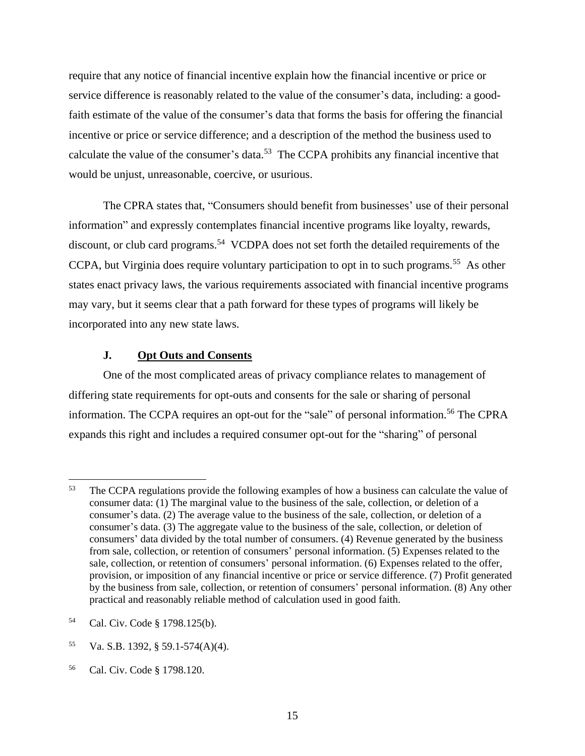require that any notice of financial incentive explain how the financial incentive or price or service difference is reasonably related to the value of the consumer's data, including: a good-faith estimate of the value of the consumer's data that forms the basis for offering the financial incentive or price or service difference; and a description of the method the business used to calculate the value of the consumer's data.[53] The CCPA prohibits any financial incentive that would be unjust, unreasonable, coercive, or usurious.

The CPRA states that, "Consumers should benefit from businesses' use of their personal information" and expressly contemplates financial incentive programs like loyalty, rewards, discount, or club card programs.[54] VCDPA does not set forth the detailed requirements of the CCPA, but Virginia does require voluntary participation to opt in to such programs.[55] As other states enact privacy laws, the various requirements associated with financial incentive programs may vary, but it seems clear that a path forward for these types of programs will likely be incorporated into any new state laws.

### J. Opt Outs and Consents

One of the most complicated areas of privacy compliance relates to management of differing state requirements for opt-outs and consents for the sale or sharing of personal information. The CCPA requires an opt-out for the "sale" of personal information.[56] The CPRA expands this right and includes a required consumer opt-out for the "sharing" of personal

---

[53] The CCPA regulations provide the following examples of how a business can calculate the value of consumer data: (1) The marginal value to the business of the sale, collection, or deletion of a consumer's data. (2) The average value to the business of the sale, collection, or deletion of a consumer's data. (3) The aggregate value to the business of the sale, collection, or deletion of consumers' data divided by the total number of consumers. (4) Revenue generated by the business from sale, collection, or retention of consumers' personal information. (5) Expenses related to the sale, collection, or retention of consumers' personal information. (6) Expenses related to the offer, provision, or imposition of any financial incentive or price or service difference. (7) Profit generated by the business from sale, collection, or retention of consumers' personal information. (8) Any other practical and reasonably reliable method of calculation used in good faith.

[54] Cal. Civ. Code § 1798.125(b).

[55] Va. S.B. 1392, § 59.1-574(A)(4).

[56] Cal. Civ. Code § 1798.120.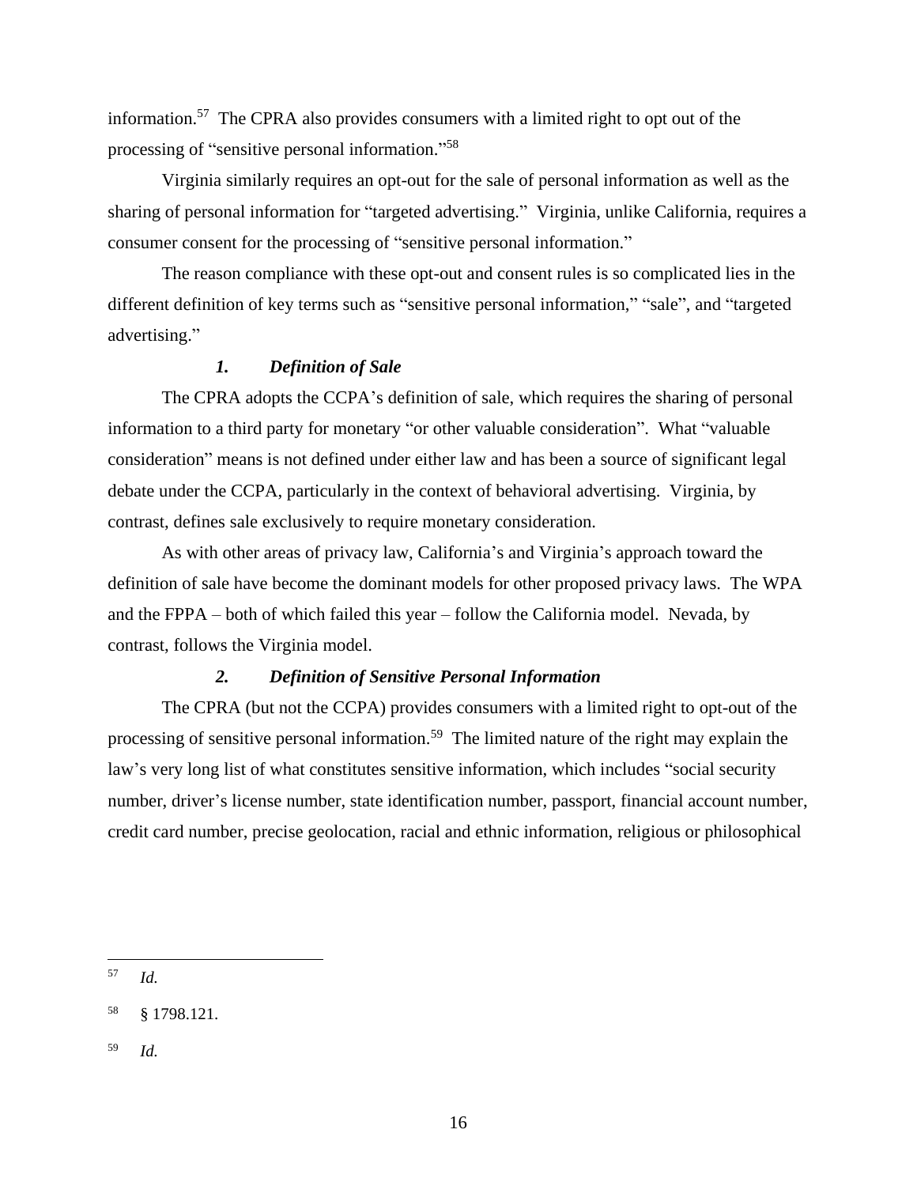information.[57] The CPRA also provides consumers with a limited right to opt out of the processing of "sensitive personal information."[58]

Virginia similarly requires an opt-out for the sale of personal information as well as the sharing of personal information for "targeted advertising." Virginia, unlike California, requires a consumer consent for the processing of "sensitive personal information."

The reason compliance with these opt-out and consent rules is so complicated lies in the different definition of key terms such as "sensitive personal information," "sale", and "targeted advertising."

#### *1. Definition of Sale*

The CPRA adopts the CCPA's definition of sale, which requires the sharing of personal information to a third party for monetary "or other valuable consideration". What "valuable consideration" means is not defined under either law and has been a source of significant legal debate under the CCPA, particularly in the context of behavioral advertising. Virginia, by contrast, defines sale exclusively to require monetary consideration.

As with other areas of privacy law, California's and Virginia's approach toward the definition of sale have become the dominant models for other proposed privacy laws. The WPA and the FPPA – both of which failed this year – follow the California model. Nevada, by contrast, follows the Virginia model.

#### *2. Definition of Sensitive Personal Information*

The CPRA (but not the CCPA) provides consumers with a limited right to opt-out of the processing of sensitive personal information.[59] The limited nature of the right may explain the law's very long list of what constitutes sensitive information, which includes "social security number, driver's license number, state identification number, passport, financial account number, credit card number, precise geolocation, racial and ethnic information, religious or philosophical

---

[57] *Id.*

[58] § 1798.121.

[59] *Id.*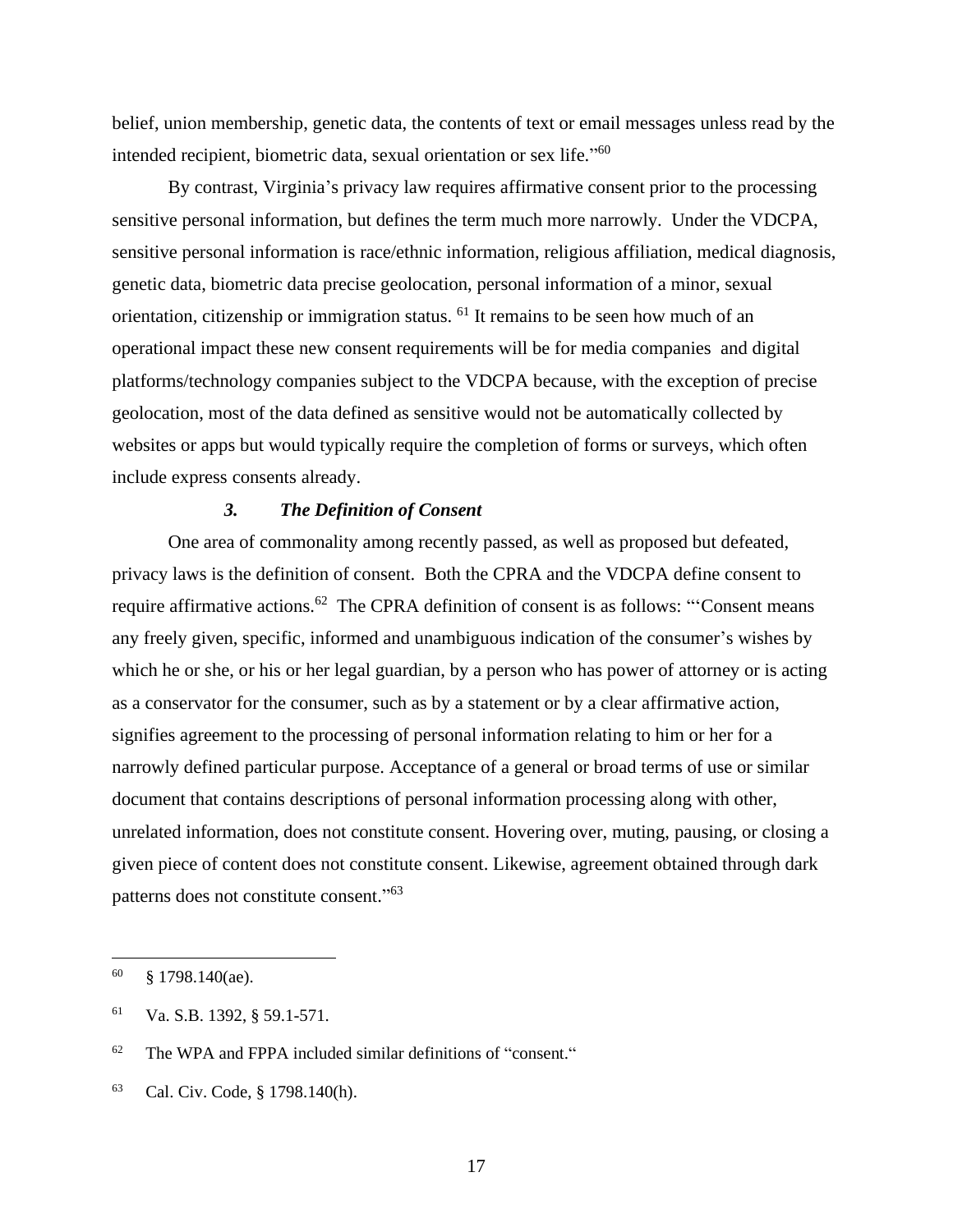belief, union membership, genetic data, the contents of text or email messages unless read by the intended recipient, biometric data, sexual orientation or sex life."[60]

By contrast, Virginia's privacy law requires affirmative consent prior to the processing sensitive personal information, but defines the term much more narrowly. Under the VDCPA, sensitive personal information is race/ethnic information, religious affiliation, medical diagnosis, genetic data, biometric data precise geolocation, personal information of a minor, sexual orientation, citizenship or immigration status. [61] It remains to be seen how much of an operational impact these new consent requirements will be for media companies and digital platforms/technology companies subject to the VDCPA because, with the exception of precise geolocation, most of the data defined as sensitive would not be automatically collected by websites or apps but would typically require the completion of forms or surveys, which often include express consents already.

### *3. The Definition of Consent*

One area of commonality among recently passed, as well as proposed but defeated, privacy laws is the definition of consent. Both the CPRA and the VDCPA define consent to require affirmative actions.[62] The CPRA definition of consent is as follows: "'Consent means any freely given, specific, informed and unambiguous indication of the consumer's wishes by which he or she, or his or her legal guardian, by a person who has power of attorney or is acting as a conservator for the consumer, such as by a statement or by a clear affirmative action, signifies agreement to the processing of personal information relating to him or her for a narrowly defined particular purpose. Acceptance of a general or broad terms of use or similar document that contains descriptions of personal information processing along with other, unrelated information, does not constitute consent. Hovering over, muting, pausing, or closing a given piece of content does not constitute consent. Likewise, agreement obtained through dark patterns does not constitute consent."[63]

---

[60] § 1798.140(ae).

[61] Va. S.B. 1392, § 59.1-571.

[62] The WPA and FPPA included similar definitions of "consent."

[63] Cal. Civ. Code, § 1798.140(h).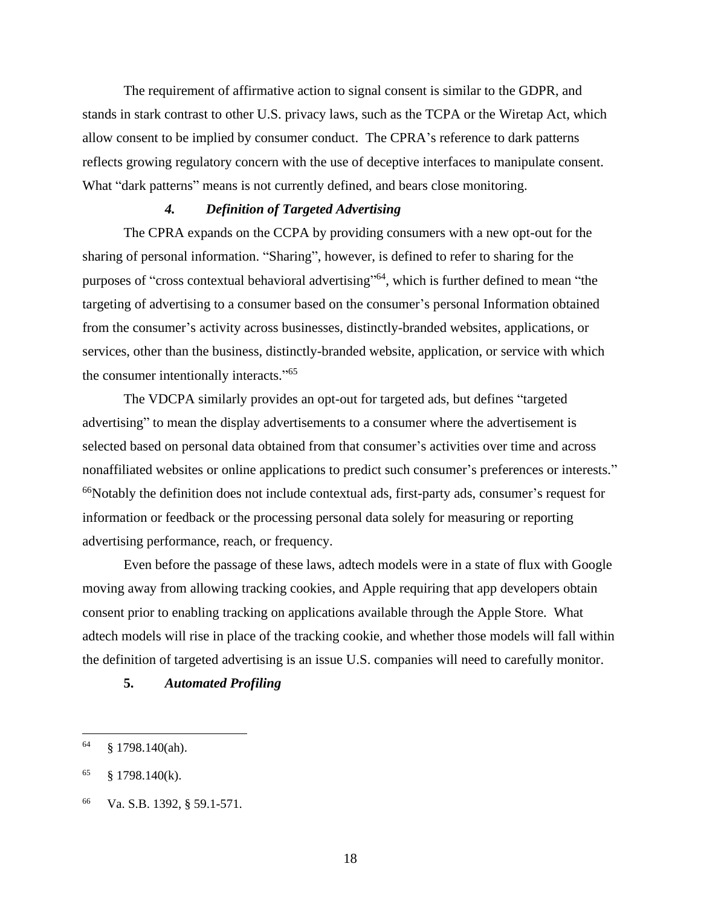The requirement of affirmative action to signal consent is similar to the GDPR, and stands in stark contrast to other U.S. privacy laws, such as the TCPA or the Wiretap Act, which allow consent to be implied by consumer conduct. The CPRA's reference to dark patterns reflects growing regulatory concern with the use of deceptive interfaces to manipulate consent. What "dark patterns" means is not currently defined, and bears close monitoring.

#### *4. Definition of Targeted Advertising*

The CPRA expands on the CCPA by providing consumers with a new opt-out for the sharing of personal information. "Sharing", however, is defined to refer to sharing for the purposes of "cross contextual behavioral advertising"[64], which is further defined to mean "the targeting of advertising to a consumer based on the consumer's personal Information obtained from the consumer's activity across businesses, distinctly-branded websites, applications, or services, other than the business, distinctly-branded website, application, or service with which the consumer intentionally interacts."[65]

The VDCPA similarly provides an opt-out for targeted ads, but defines "targeted advertising" to mean the display advertisements to a consumer where the advertisement is selected based on personal data obtained from that consumer's activities over time and across nonaffiliated websites or online applications to predict such consumer's preferences or interests." [66]Notably the definition does not include contextual ads, first-party ads, consumer's request for information or feedback or the processing personal data solely for measuring or reporting advertising performance, reach, or frequency.

Even before the passage of these laws, adtech models were in a state of flux with Google moving away from allowing tracking cookies, and Apple requiring that app developers obtain consent prior to enabling tracking on applications available through the Apple Store. What adtech models will rise in place of the tracking cookie, and whether those models will fall within the definition of targeted advertising is an issue U.S. companies will need to carefully monitor.

#### **5.** *Automated Profiling*

---

[64] § 1798.140(ah).

[65] § 1798.140(k).

[66] Va. S.B. 1392, § 59.1-571.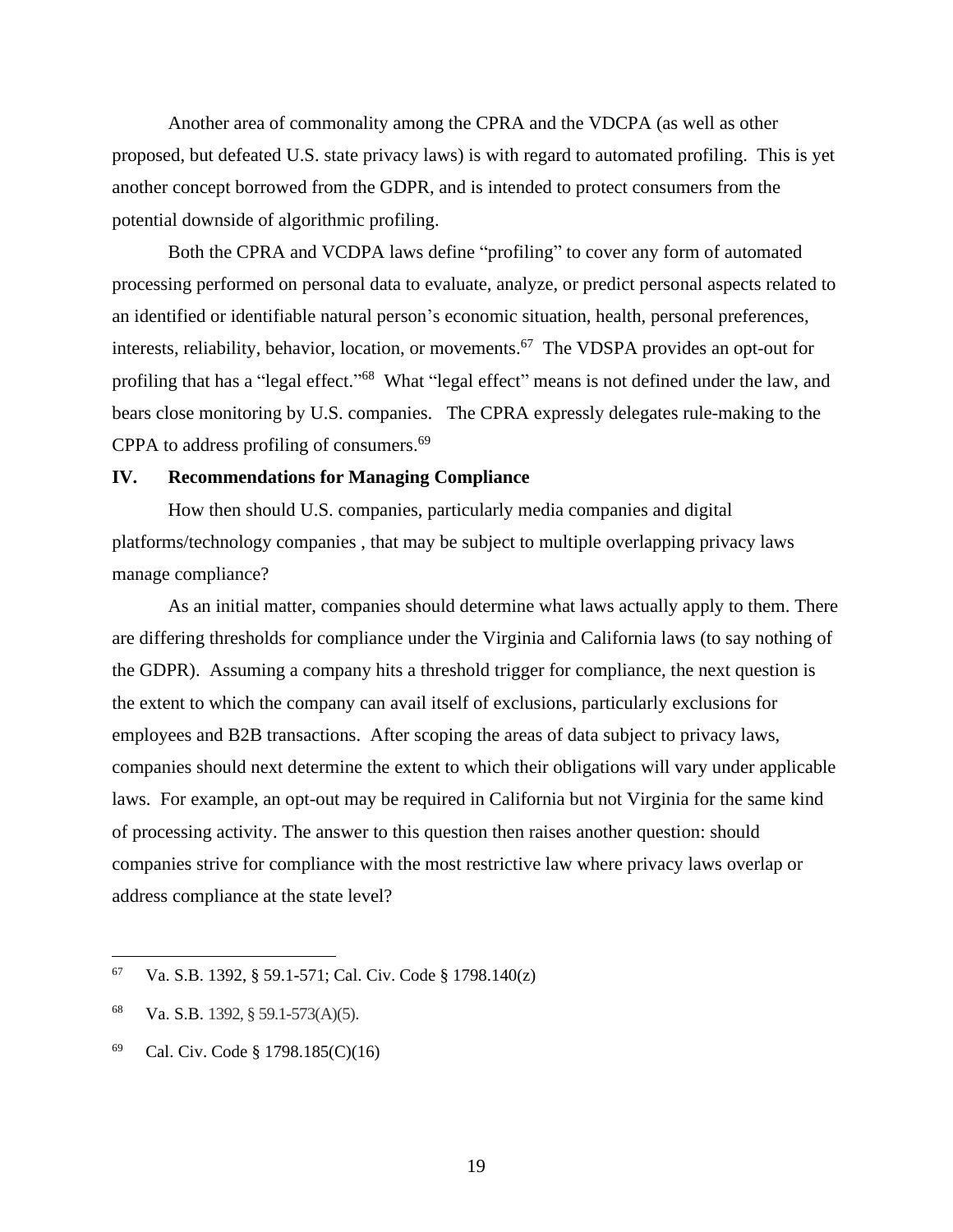Another area of commonality among the CPRA and the VDCPA (as well as other proposed, but defeated U.S. state privacy laws) is with regard to automated profiling. This is yet another concept borrowed from the GDPR, and is intended to protect consumers from the potential downside of algorithmic profiling.

Both the CPRA and VCDPA laws define "profiling" to cover any form of automated processing performed on personal data to evaluate, analyze, or predict personal aspects related to an identified or identifiable natural person's economic situation, health, personal preferences, interests, reliability, behavior, location, or movements.[67] The VDSPA provides an opt-out for profiling that has a "legal effect."[68] What "legal effect" means is not defined under the law, and bears close monitoring by U.S. companies. The CPRA expressly delegates rule-making to the CPPA to address profiling of consumers.[69]

## IV. Recommendations for Managing Compliance

How then should U.S. companies, particularly media companies and digital platforms/technology companies , that may be subject to multiple overlapping privacy laws manage compliance?

As an initial matter, companies should determine what laws actually apply to them. There are differing thresholds for compliance under the Virginia and California laws (to say nothing of the GDPR). Assuming a company hits a threshold trigger for compliance, the next question is the extent to which the company can avail itself of exclusions, particularly exclusions for employees and B2B transactions. After scoping the areas of data subject to privacy laws, companies should next determine the extent to which their obligations will vary under applicable laws. For example, an opt-out may be required in California but not Virginia for the same kind of processing activity. The answer to this question then raises another question: should companies strive for compliance with the most restrictive law where privacy laws overlap or address compliance at the state level?

---

[67] Va. S.B. 1392, § 59.1-571; Cal. Civ. Code § 1798.140(z)

[68] Va. S.B. 1392, § 59.1-573(A)(5).

[69] Cal. Civ. Code § 1798.185(C)(16)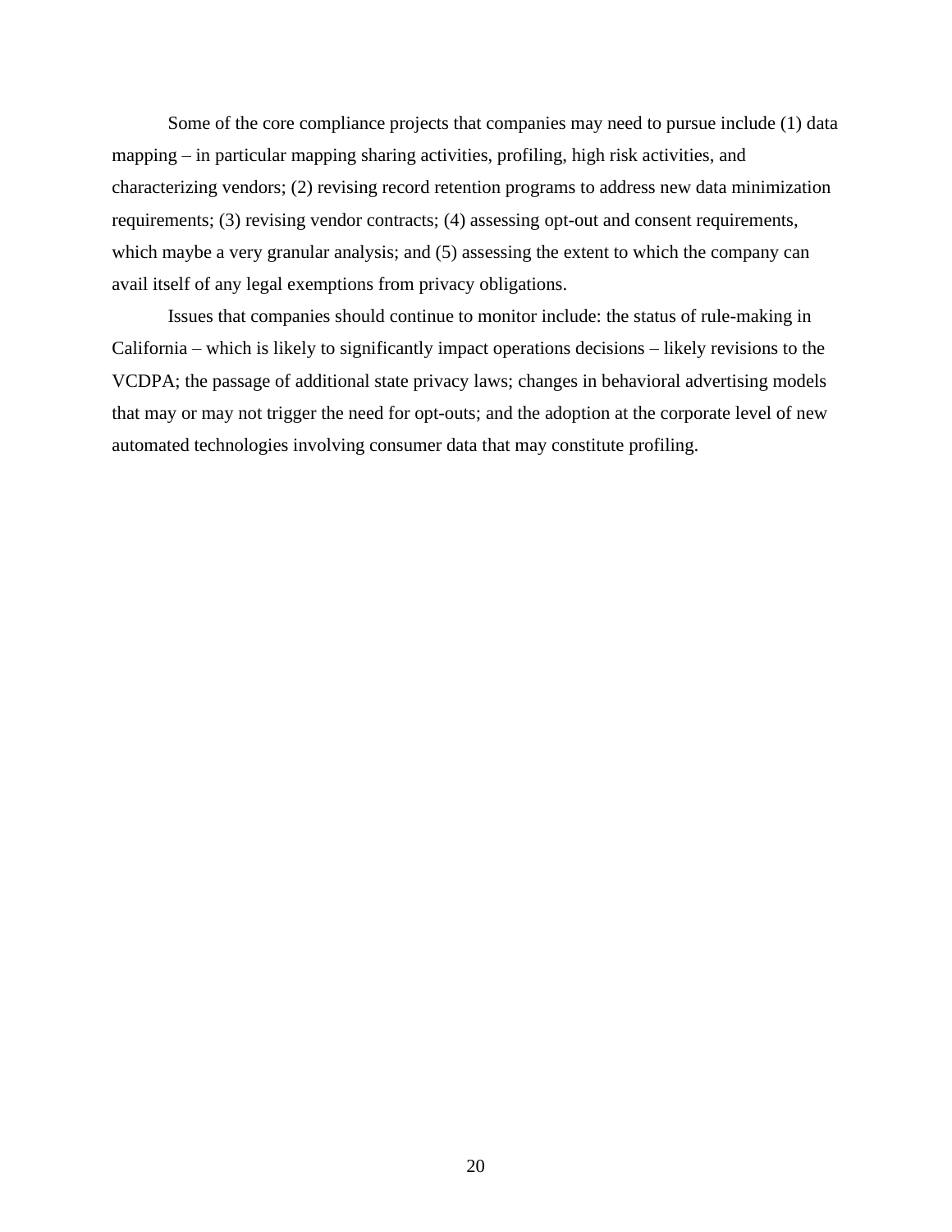Some of the core compliance projects that companies may need to pursue include (1) data mapping – in particular mapping sharing activities, profiling, high risk activities, and characterizing vendors; (2) revising record retention programs to address new data minimization requirements; (3) revising vendor contracts; (4) assessing opt-out and consent requirements, which maybe a very granular analysis; and (5) assessing the extent to which the company can avail itself of any legal exemptions from privacy obligations.

Issues that companies should continue to monitor include: the status of rule-making in California – which is likely to significantly impact operations decisions – likely revisions to the VCDPA; the passage of additional state privacy laws; changes in behavioral advertising models that may or may not trigger the need for opt-outs; and the adoption at the corporate level of new automated technologies involving consumer data that may constitute profiling.